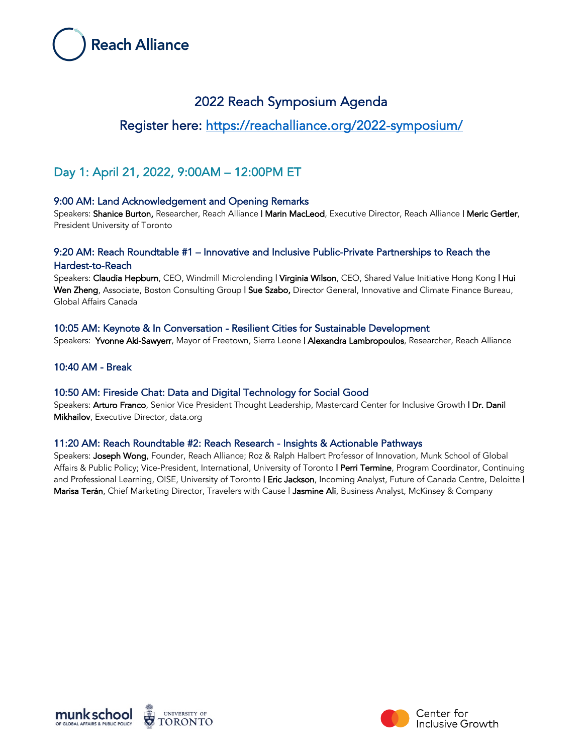Reach Alliance

# 2022 Reach Symposium Agenda

## Register here: https://reachalliance.org/2022-symposium/

## Day 1: April 21, 2022, 9:00AM – 12:00PM ET

### 9:00 AM: Land Acknowledgement and Opening Remarks

Speakers: **Shanice Burton,** Researcher, Reach Alliance I **Marin MacLeod**, Executive Director, Reach Alliance I **Meric Gertler**, President University of Toronto

### 9:20 AM: Reach Roundtable #1 – Innovative and Inclusive Public-Private Partnerships to Reach the Hardest-to-Reach

Speakers: **Claudia Hepburn**, CEO, Windmill Microlending I **Virginia Wilson**, CEO, Shared Value Initiative Hong Kong I **Hui Wen Zheng**, Associate, Boston Consulting Group I **Sue Szabo,** Director General, Innovative and Climate Finance Bureau, Global Affairs Canada

### 10:05 AM: Keynote & In Conversation - Resilient Cities for Sustainable Development

Speakers: **Yvonne Aki-Sawyerr**, Mayor of Freetown, Sierra Leone I **Alexandra Lambropoulos**, Researcher, Reach Alliance

### 10:40 AM - Break

### 10:50 AM: Fireside Chat: Data and Digital Technology for Social Good

Speakers: **Arturo Franco**, Senior Vice President Thought Leadership, Mastercard Center for Inclusive Growth I **Dr. Danil Mikhailov**, Executive Director, data.org

### 11:20 AM: Reach Roundtable #2: Reach Research - Insights & Actionable Pathways

Speakers: **Joseph Wong**, Founder, Reach Alliance; Roz & Ralph Halbert Professor of Innovation, Munk School of Global Affairs & Public Policy; Vice-President, International, University of Toronto I **Perri Termine**, Program Coordinator, Continuing and Professional Learning, OISE, University of Toronto I **Eric Jackson**, Incoming Analyst, Future of Canada Centre, Deloitte I **Marisa Terán**, Chief Marketing Director, Travelers with Cause I **Jasmine Ali**, Business Analyst, McKinsey & Company

munk school of global affairs & public policy | University of Toronto | Center for Inclusive Growth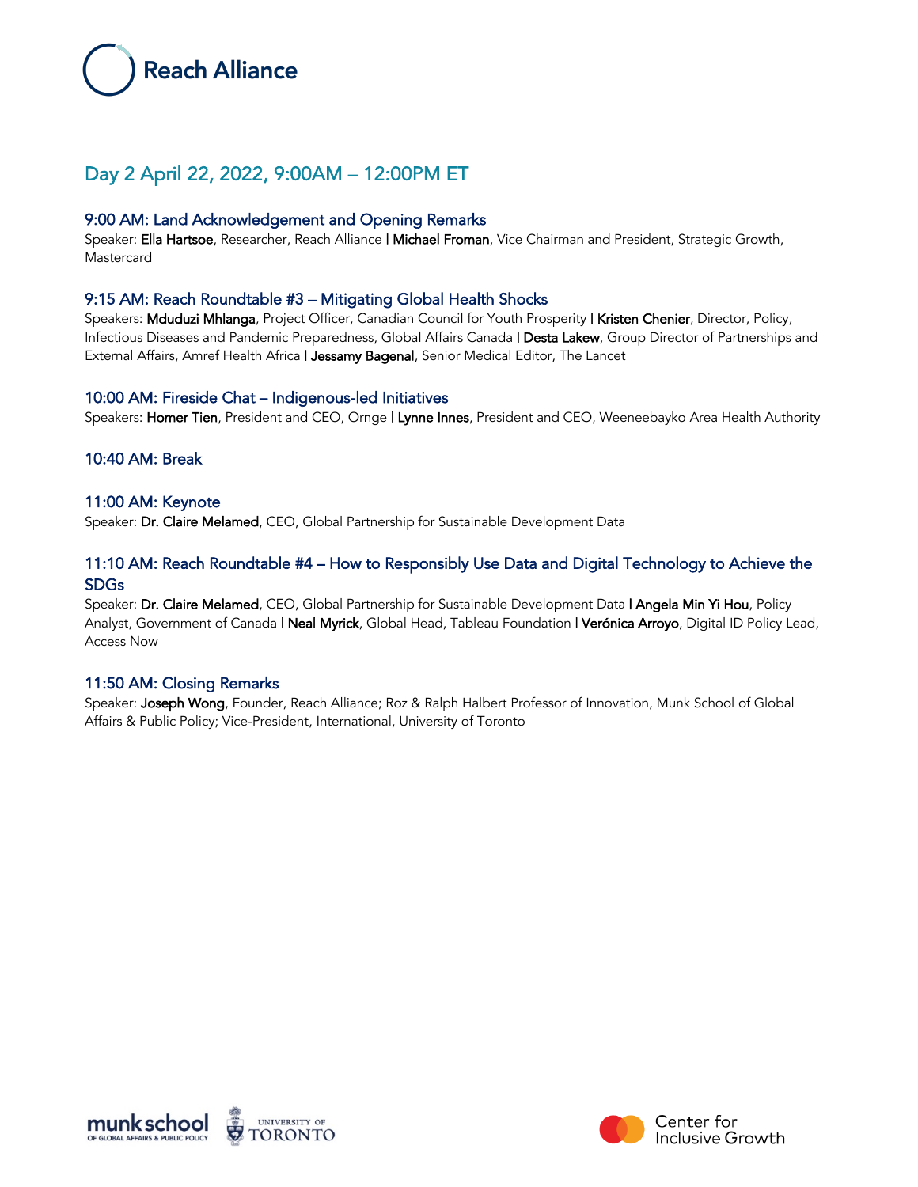Reach Alliance

## Day 2 April 22, 2022, 9:00AM – 12:00PM ET

### 9:00 AM: Land Acknowledgement and Opening Remarks

Speaker: **Ella Hartsoe**, Researcher, Reach Alliance | **Michael Froman**, Vice Chairman and President, Strategic Growth, Mastercard

### 9:15 AM: Reach Roundtable #3 – Mitigating Global Health Shocks

Speakers: **Mduduzi Mhlanga**, Project Officer, Canadian Council for Youth Prosperity | **Kristen Chenier**, Director, Policy, Infectious Diseases and Pandemic Preparedness, Global Affairs Canada | **Desta Lakew**, Group Director of Partnerships and External Affairs, Amref Health Africa | **Jessamy Bagenal**, Senior Medical Editor, The Lancet

### 10:00 AM: Fireside Chat – Indigenous-led Initiatives

Speakers: **Homer Tien**, President and CEO, Ornge | **Lynne Innes**, President and CEO, Weeneebayko Area Health Authority

### 10:40 AM: Break

### 11:00 AM: Keynote

Speaker: **Dr. Claire Melamed**, CEO, Global Partnership for Sustainable Development Data

### 11:10 AM: Reach Roundtable #4 – How to Responsibly Use Data and Digital Technology to Achieve the SDGs

Speaker: **Dr. Claire Melamed**, CEO, Global Partnership for Sustainable Development Data | **Angela Min Yi Hou**, Policy Analyst, Government of Canada | **Neal Myrick**, Global Head, Tableau Foundation | **Verónica Arroyo**, Digital ID Policy Lead, Access Now

### 11:50 AM: Closing Remarks

Speaker: **Joseph Wong**, Founder, Reach Alliance; Roz & Ralph Halbert Professor of Innovation, Munk School of Global Affairs & Public Policy; Vice-President, International, University of Toronto

munk school OF GLOBAL AFFAIRS & PUBLIC POLICY | UNIVERSITY OF TORONTO

Center for Inclusive Growth